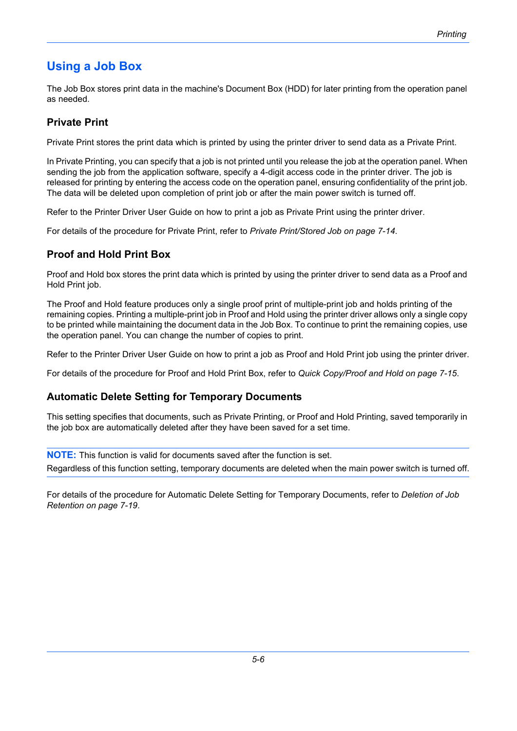# Using a Job Box

The Job Box stores print data in the machine's Document Box (HDD) for later printing from the operation panel as needed.

## Private Print

Private Print stores the print data which is printed by using the printer driver to send data as a Private Print.

In Private Printing, you can specify that a job is not printed until you release the job at the operation panel. When sending the job from the application software, specify a 4-digit access code in the printer driver. The job is released for printing by entering the access code on the operation panel, ensuring confidentiality of the print job. The data will be deleted upon completion of print job or after the main power switch is turned off.

Refer to the Printer Driver User Guide on how to print a job as Private Print using the printer driver.

For details of the procedure for Private Print, refer to *Private Print/Stored Job on page 7-14*.

## Proof and Hold Print Box

Proof and Hold box stores the print data which is printed by using the printer driver to send data as a Proof and Hold Print job.

The Proof and Hold feature produces only a single proof print of multiple-print job and holds printing of the remaining copies. Printing a multiple-print job in Proof and Hold using the printer driver allows only a single copy to be printed while maintaining the document data in the Job Box. To continue to print the remaining copies, use the operation panel. You can change the number of copies to print.

Refer to the Printer Driver User Guide on how to print a job as Proof and Hold Print job using the printer driver.

For details of the procedure for Proof and Hold Print Box, refer to *Quick Copy/Proof and Hold on page 7-15*.

## Automatic Delete Setting for Temporary Documents

This setting specifies that documents, such as Private Printing, or Proof and Hold Printing, saved temporarily in the job box are automatically deleted after they have been saved for a set time.

**NOTE:** This function is valid for documents saved after the function is set.

Regardless of this function setting, temporary documents are deleted when the main power switch is turned off.

For details of the procedure for Automatic Delete Setting for Temporary Documents, refer to *Deletion of Job Retention on page 7-19*.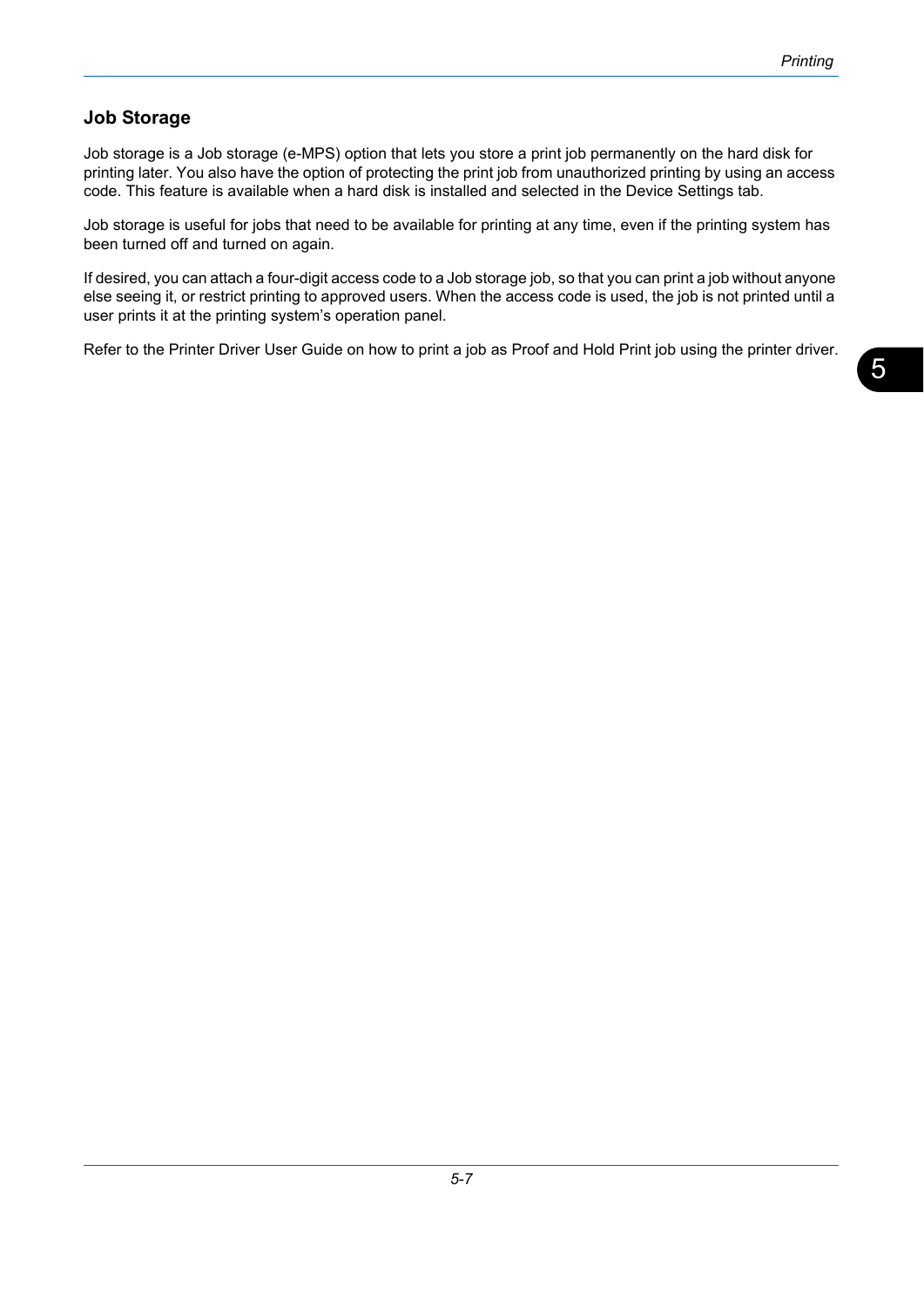## Job Storage

Job storage is a Job storage (e-MPS) option that lets you store a print job permanently on the hard disk for printing later. You also have the option of protecting the print job from unauthorized printing by using an access code. This feature is available when a hard disk is installed and selected in the Device Settings tab.

Job storage is useful for jobs that need to be available for printing at any time, even if the printing system has been turned off and turned on again.

If desired, you can attach a four-digit access code to a Job storage job, so that you can print a job without anyone else seeing it, or restrict printing to approved users. When the access code is used, the job is not printed until a user prints it at the printing system's operation panel.

Refer to the Printer Driver User Guide on how to print a job as Proof and Hold Print job using the printer driver.